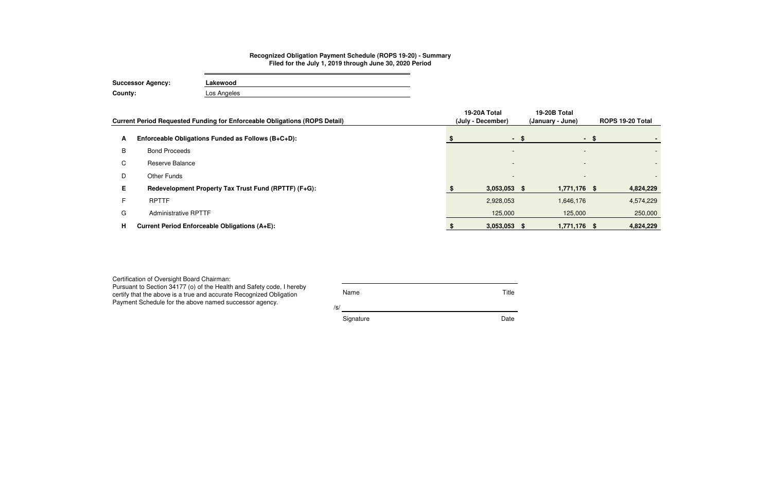**Recognized Obligation Payment Schedule (ROPS 19-20) - Summary**
**Filed for the July 1, 2019 through June 30, 2020 Period**

**Successor Agency:** **Lakewood**
**County:** Los Angeles

| | Current Period Requested Funding for Enforceable Obligations (ROPS Detail) | 19-20A Total (July - December) | 19-20B Total (January - June) | ROPS 19-20 Total |
|---|---|---|---|---|
| **A** | **Enforceable Obligations Funded as Follows (B+C+D):** | **$ -** | **$ -** | **$ -** |
| B | Bond Proceeds | - | - | - |
| C | Reserve Balance | - | - | - |
| D | Other Funds | - | - | - |
| **E** | **Redevelopment Property Tax Trust Fund (RPTTF) (F+G):** | **$ 3,053,053** | **$ 1,771,176** | **$ 4,824,229** |
| F | RPTTF | 2,928,053 | 1,646,176 | 4,574,229 |
| G | Administrative RPTTF | 125,000 | 125,000 | 250,000 |
| **H** | **Current Period Enforceable Obligations (A+E):** | **$ 3,053,053** | **$ 1,771,176** | **$ 4,824,229** |

Certification of Oversight Board Chairman:
Pursuant to Section 34177 (o) of the Health and Safety code, I hereby certify that the above is a true and accurate Recognized Obligation Payment Schedule for the above named successor agency.

Name ____________________ Title

/s/ ____________________

Signature ____________________ Date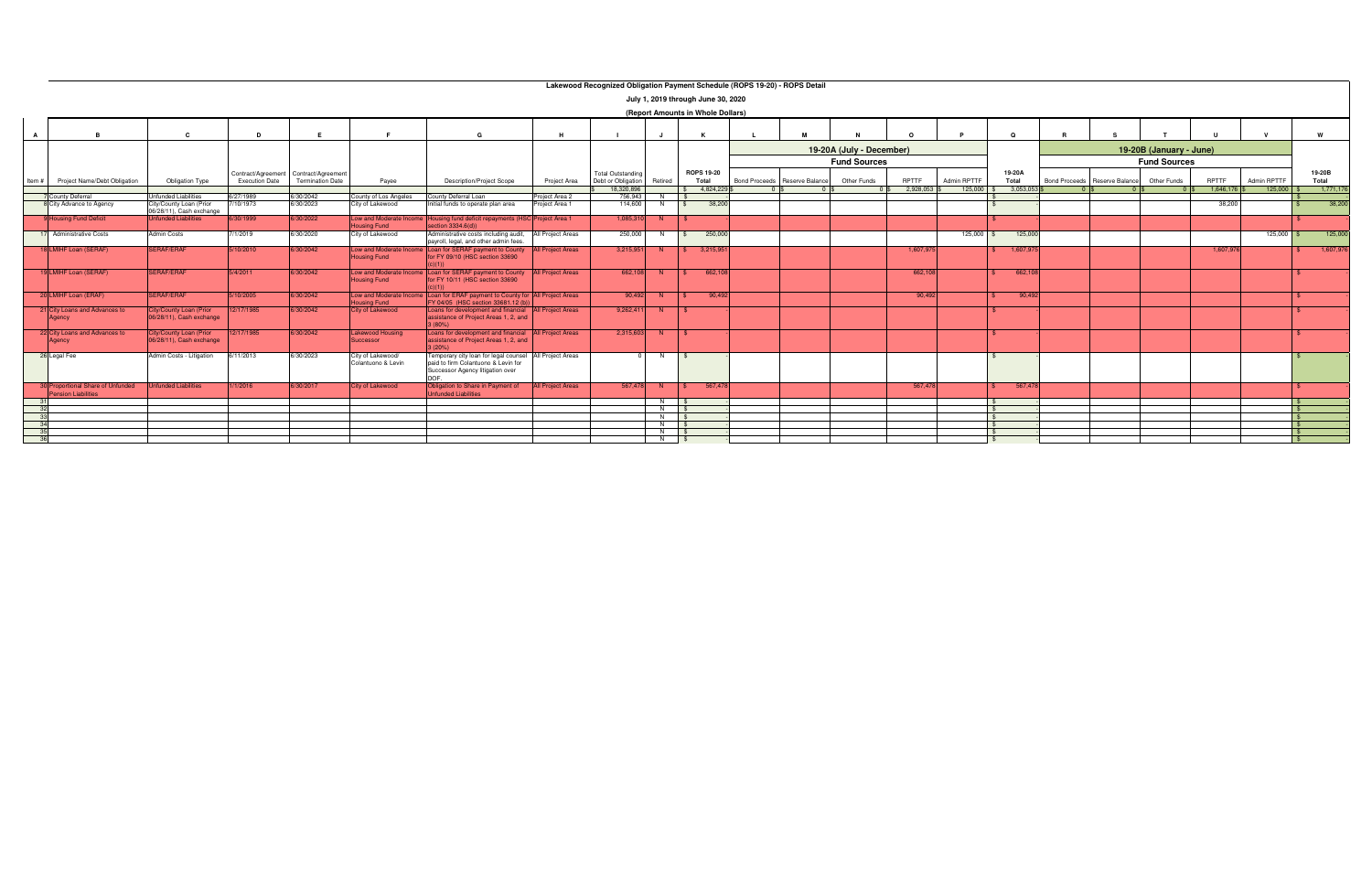# Lakewood Recognized Obligation Payment Schedule (ROPS 19-20) - ROPS Detail

**July 1, 2019 through June 30, 2020**

**(Report Amounts in Whole Dollars)**

| A | B | C | D | E | F | G | H | I | J | K | L | M | N | O | P | Q | R | S | T | U | V | W |
|---|---|---|---|---|---|---|---|---|---|---|---|---|---|---|---|---|---|---|---|---|---|---|
| | | | | | | | | | | | 19-20A (July - December) | | | | | | 19-20B (January - June) | | | | | |
| | | | | | | | | | | | Fund Sources | | | | | | Fund Sources | | | | | |
| Item # | Project Name/Debt Obligation | Obligation Type | Contract/Agreement Execution Date | Contract/Agreement Termination Date | Payee | Description/Project Scope | Project Area | Total Outstanding Debt or Obligation | Retired | ROPS 19-20 Total | Bond Proceeds | Reserve Balance | Other Funds | RPTTF | Admin RPTTF | 19-20A Total | Bond Proceeds | Reserve Balance | Other Funds | RPTTF | Admin RPTTF | 19-20B Total |
| | | | | | | | | $ 18,320,896 | | $ 4,824,229 | $ 0 | $ 0 | $ 0 | $ 2,928,053 | $ 125,000 | $ 3,053,053 | $ 0 | $ 0 | $ 0 | $ 1,646,176 | $ 125,000 | $ 1,771,176 |
| 7 | County Deferral | Unfunded Liabilities | 6/27/1989 | 6/30/2042 | County of Los Angeles | County Deferral Loan | Project Area 2 | 756,943 | N | $ - | | | | | | $ - | | | | | | $ - |
| 8 | City Advance to Agency | City/County Loan (Prior 06/28/11), Cash exchange | 7/10/1973 | 6/30/2023 | City of Lakewood | Initial funds to operate plan area | Project Area 1 | 114,600 | N | $ 38,200 | | | | | | $ - | | | | 38,200 | | $ 38,200 |
| 9 | Housing Fund Deficit | Unfunded Liabilities | 6/30/1999 | 6/30/2022 | Low and Moderate Income Housing Fund | Housing fund deficit repayments (HSC section 3334.6(d)) | Project Area 1 | 1,085,310 | N | $ - | | | | | | $ - | | | | | | $ - |
| 17 | Administrative Costs | Admin Costs | 7/1/2019 | 6/30/2020 | City of Lakewood | Administrative costs including audit, payroll, legal, and other admin fees. | All Project Areas | 250,000 | N | $ 250,000 | | | | | 125,000 | $ 125,000 | | | | | 125,000 | $ 125,000 |
| 18 | LMIHF Loan (SERAF) | SERAF/ERAF | 5/10/2010 | 6/30/2042 | Low and Moderate Income Housing Fund | Loan for SERAF payment to County for FY 09/10 (HSC section 33690 (c)(1)) | All Project Areas | 3,215,951 | N | $ 3,215,951 | | | | 1,607,975 | | $ 1,607,975 | | | | 1,607,976 | | $ 1,607,976 |
| 19 | LMIHF Loan (SERAF) | SERAF/ERAF | 5/4/2011 | 6/30/2042 | Low and Moderate Income Housing Fund | Loan for SERAF payment to County for FY 10/11 (HSC section 33690 (c)(1)) | All Project Areas | 662,108 | N | $ 662,108 | | | | 662,108 | | $ 662,108 | | | | | | $ - |
| 20 | LMIHF Loan (ERAF) | SERAF/ERAF | 5/10/2005 | 6/30/2042 | Low and Moderate Income Housing Fund | Loan for ERAF payment to County for FY 04/05 (HSC section 33681.12 (b)) | All Project Areas | 90,492 | N | $ 90,492 | | | | 90,492 | | $ 90,492 | | | | | | $ - |
| 21 | City Loans and Advances to Agency | City/County Loan (Prior 06/28/11), Cash exchange | 12/17/1985 | 6/30/2042 | City of Lakewood | Loans for development and financial assistance of Project Areas 1, 2, and 3 (80%) | All Project Areas | 9,262,411 | N | $ - | | | | | | $ - | | | | | | $ - |
| 22 | City Loans and Advances to Agency | City/County Loan (Prior 06/28/11), Cash exchange | 12/17/1985 | 6/30/2042 | Lakewood Housing Successor | Loans for development and financial assistance of Project Areas 1, 2, and 3 (20%) | All Project Areas | 2,315,603 | N | $ - | | | | | | $ - | | | | | | $ - |
| 26 | Legal Fee | Admin Costs - Litigation | 6/11/2013 | 6/30/2023 | City of Lakewood/ Colantuono & Levin | Temporary city loan for legal counsel paid to firm Colantuono & Levin for Successor Agency litigation over DOF. | All Project Areas | 0 | N | $ - | | | | | | $ - | | | | | | $ - |
| 30 | Proportional Share of Unfunded Pension Liabilities | Unfunded Liabilities | 1/1/2016 | 6/30/2017 | City of Lakewood | Obligation to Share in Payment of Unfunded Liabilities | All Project Areas | 567,478 | N | $ 567,478 | | | | 567,478 | | $ 567,478 | | | | | | $ - |
| 31 | | | | | | | | | N | $ - | | | | | | $ - | | | | | | $ - |
| 32 | | | | | | | | | N | $ - | | | | | | $ - | | | | | | $ - |
| 33 | | | | | | | | | N | $ - | | | | | | $ - | | | | | | $ - |
| 34 | | | | | | | | | N | $ - | | | | | | $ - | | | | | | $ - |
| 35 | | | | | | | | | N | $ - | | | | | | $ - | | | | | | $ - |
| 36 | | | | | | | | | N | $ - | | | | | | $ - | | | | | | $ - |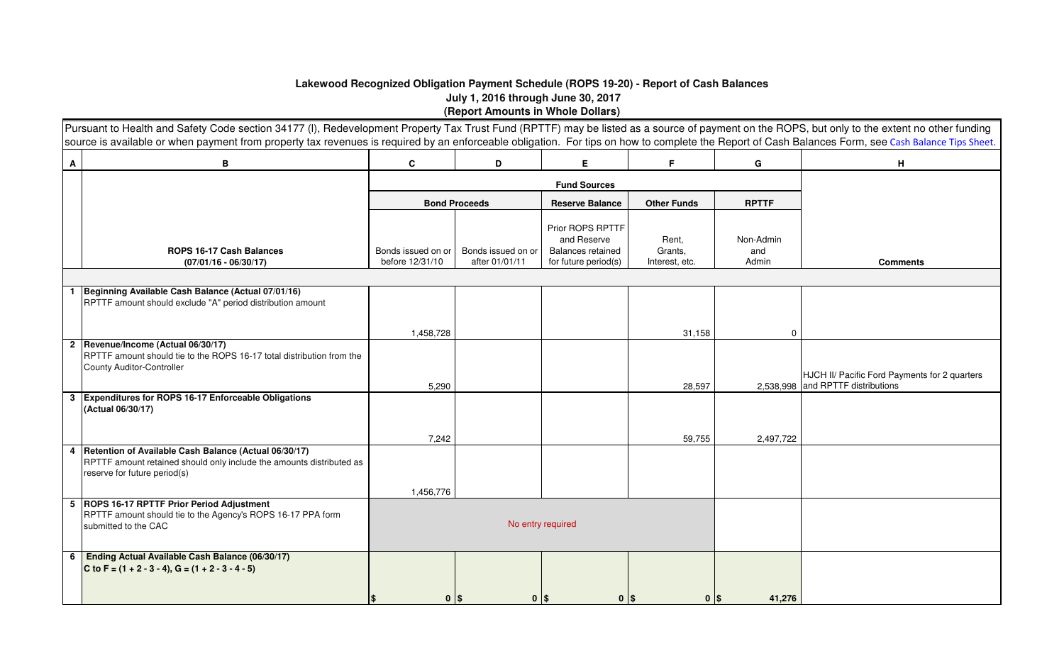**Lakewood Recognized Obligation Payment Schedule (ROPS 19-20) - Report of Cash Balances**
**July 1, 2016 through June 30, 2017**
**(Report Amounts in Whole Dollars)**

Pursuant to Health and Safety Code section 34177 (l), Redevelopment Property Tax Trust Fund (RPTTF) may be listed as a source of payment on the ROPS, but only to the extent no other funding source is available or when payment from property tax revenues is required by an enforceable obligation. For tips on how to complete the Report of Cash Balances Form, see Cash Balance Tips Sheet.

| A | B | C | D | E | F | G | H |
|---|---|---|---|---|---|---|---|
| | | **Fund Sources** | | | | | |
| | | **Bond Proceeds** | | **Reserve Balance** | **Other Funds** | **RPTTF** | |
| | **ROPS 16-17 Cash Balances (07/01/16 - 06/30/17)** | Bonds issued on or before 12/31/10 | Bonds issued on or after 01/01/11 | Prior ROPS RPTTF and Reserve Balances retained for future period(s) | Rent, Grants, Interest, etc. | Non-Admin and Admin | **Comments** |
| 1 | **Beginning Available Cash Balance (Actual 07/01/16)** RPTTF amount should exclude "A" period distribution amount | 1,458,728 | | | 31,158 | 0 | |
| 2 | **Revenue/Income (Actual 06/30/17)** RPTTF amount should tie to the ROPS 16-17 total distribution from the County Auditor-Controller | 5,290 | | | 28,597 | 2,538,998 | HJCH II/ Pacific Ford Payments for 2 quarters and RPTTF distributions |
| 3 | **Expenditures for ROPS 16-17 Enforceable Obligations (Actual 06/30/17)** | 7,242 | | | 59,755 | 2,497,722 | |
| 4 | **Retention of Available Cash Balance (Actual 06/30/17)** RPTTF amount retained should only include the amounts distributed as reserve for future period(s) | 1,456,776 | | | | | |
| 5 | **ROPS 16-17 RPTTF Prior Period Adjustment** RPTTF amount should tie to the Agency's ROPS 16-17 PPA form submitted to the CAC | No entry required | | | | | |
| 6 | **Ending Actual Available Cash Balance (06/30/17)** **C to F = (1 + 2 - 3 - 4), G = (1 + 2 - 3 - 4 - 5)** | $ 0 | $ 0 | $ 0 | $ 0 | $ 41,276 | |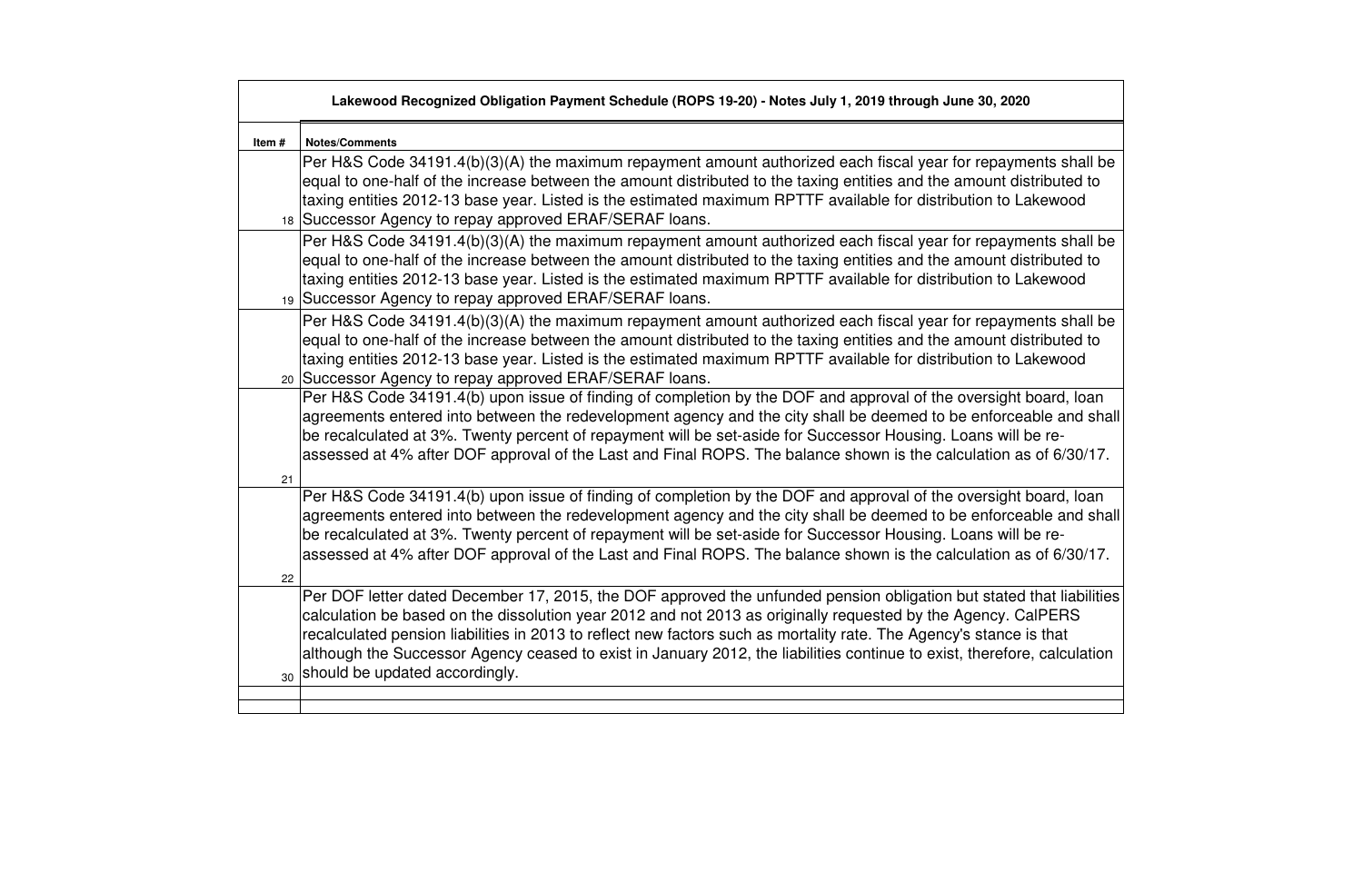| Lakewood Recognized Obligation Payment Schedule (ROPS 19-20) - Notes July 1, 2019 through June 30, 2020 | |
|---|---|
| **Item #** | **Notes/Comments** |
| 18 | Per H&S Code 34191.4(b)(3)(A) the maximum repayment amount authorized each fiscal year for repayments shall be equal to one-half of the increase between the amount distributed to the taxing entities and the amount distributed to taxing entities 2012-13 base year. Listed is the estimated maximum RPTTF available for distribution to Lakewood Successor Agency to repay approved ERAF/SERAF loans. |
| 19 | Per H&S Code 34191.4(b)(3)(A) the maximum repayment amount authorized each fiscal year for repayments shall be equal to one-half of the increase between the amount distributed to the taxing entities and the amount distributed to taxing entities 2012-13 base year. Listed is the estimated maximum RPTTF available for distribution to Lakewood Successor Agency to repay approved ERAF/SERAF loans. |
| 20 | Per H&S Code 34191.4(b)(3)(A) the maximum repayment amount authorized each fiscal year for repayments shall be equal to one-half of the increase between the amount distributed to the taxing entities and the amount distributed to taxing entities 2012-13 base year. Listed is the estimated maximum RPTTF available for distribution to Lakewood Successor Agency to repay approved ERAF/SERAF loans. |
| 21 | Per H&S Code 34191.4(b) upon issue of finding of completion by the DOF and approval of the oversight board, loan agreements entered into between the redevelopment agency and the city shall be deemed to be enforceable and shall be recalculated at 3%. Twenty percent of repayment will be set-aside for Successor Housing. Loans will be re-assessed at 4% after DOF approval of the Last and Final ROPS. The balance shown is the calculation as of 6/30/17. |
| 22 | Per H&S Code 34191.4(b) upon issue of finding of completion by the DOF and approval of the oversight board, loan agreements entered into between the redevelopment agency and the city shall be deemed to be enforceable and shall be recalculated at 3%. Twenty percent of repayment will be set-aside for Successor Housing. Loans will be re-assessed at 4% after DOF approval of the Last and Final ROPS. The balance shown is the calculation as of 6/30/17. |
| 30 | Per DOF letter dated December 17, 2015, the DOF approved the unfunded pension obligation but stated that liabilities calculation be based on the dissolution year 2012 and not 2013 as originally requested by the Agency. CalPERS recalculated pension liabilities in 2013 to reflect new factors such as mortality rate. The Agency's stance is that although the Successor Agency ceased to exist in January 2012, the liabilities continue to exist, therefore, calculation should be updated accordingly. |
| | |
| | |